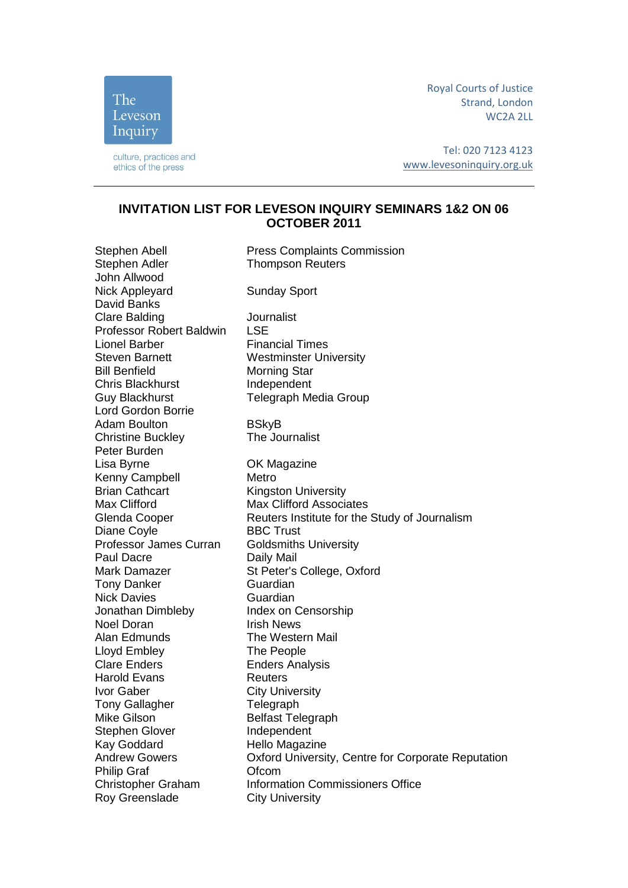The Leveson Inquiry

culture, practices and ethics of the press

Royal Courts of Justice
Strand, London
WC2A 2LL

Tel: 020 7123 4123
www.levesoninquiry.org.uk

## INVITATION LIST FOR LEVESON INQUIRY SEMINARS 1&2 ON 06 OCTOBER 2011

| | |
|---|---|
| Stephen Abell | Press Complaints Commission |
| Stephen Adler | Thompson Reuters |
| John Allwood | |
| Nick Appleyard | Sunday Sport |
| David Banks | |
| Clare Balding | Journalist |
| Professor Robert Baldwin | LSE |
| Lionel Barber | Financial Times |
| Steven Barnett | Westminster University |
| Bill Benfield | Morning Star |
| Chris Blackhurst | Independent |
| Guy Blackhurst | Telegraph Media Group |
| Lord Gordon Borrie | |
| Adam Boulton | BSkyB |
| Christine Buckley | The Journalist |
| Peter Burden | |
| Lisa Byrne | OK Magazine |
| Kenny Campbell | Metro |
| Brian Cathcart | Kingston University |
| Max Clifford | Max Clifford Associates |
| Glenda Cooper | Reuters Institute for the Study of Journalism |
| Diane Coyle | BBC Trust |
| Professor James Curran | Goldsmiths University |
| Paul Dacre | Daily Mail |
| Mark Damazer | St Peter's College, Oxford |
| Tony Danker | Guardian |
| Nick Davies | Guardian |
| Jonathan Dimbleby | Index on Censorship |
| Noel Doran | Irish News |
| Alan Edmunds | The Western Mail |
| Lloyd Embley | The People |
| Clare Enders | Enders Analysis |
| Harold Evans | Reuters |
| Ivor Gaber | City University |
| Tony Gallagher | Telegraph |
| Mike Gilson | Belfast Telegraph |
| Stephen Glover | Independent |
| Kay Goddard | Hello Magazine |
| Andrew Gowers | Oxford University, Centre for Corporate Reputation |
| Philip Graf | Ofcom |
| Christopher Graham | Information Commissioners Office |
| Roy Greenslade | City University |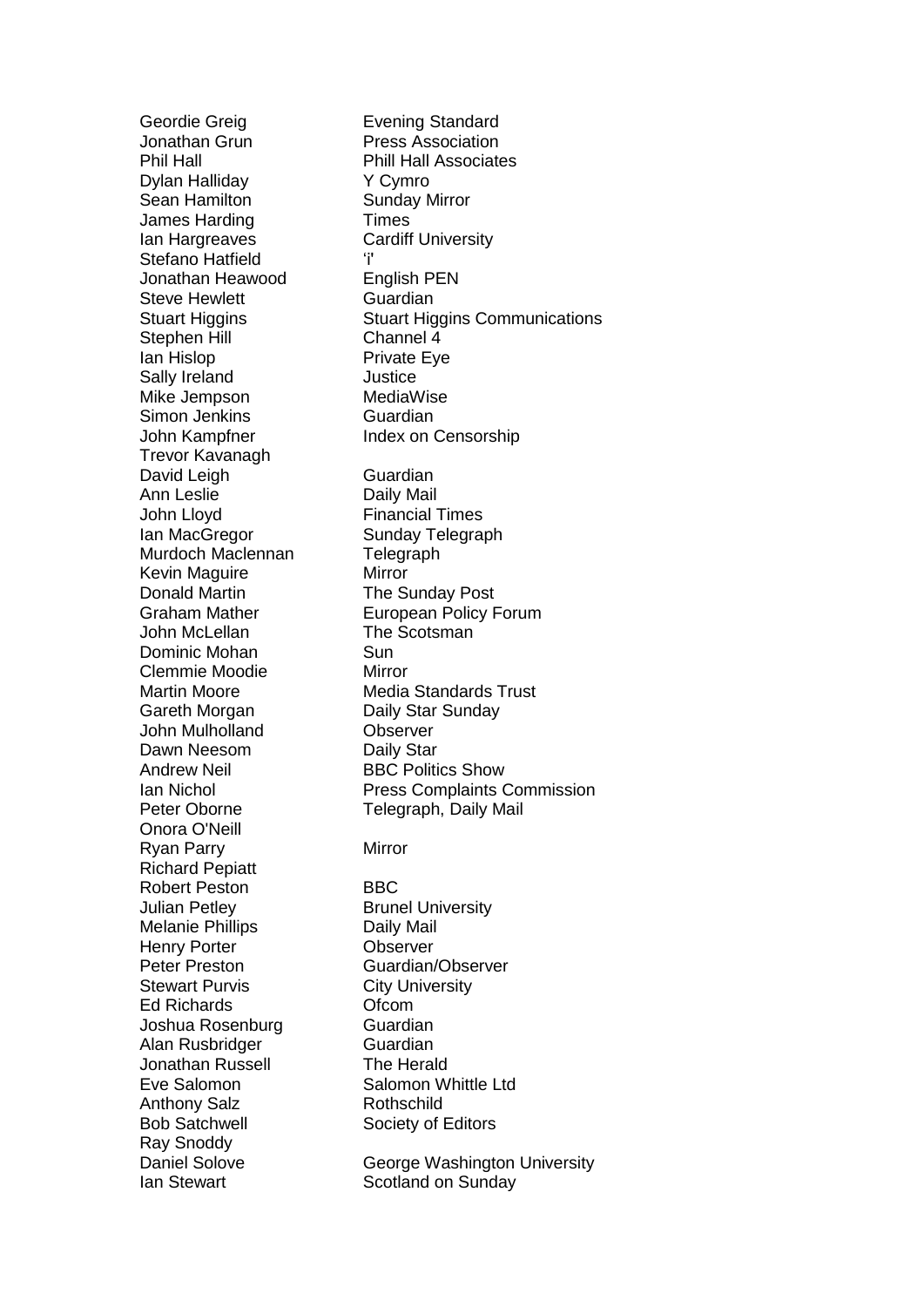| | |
|---|---|
| Geordie Greig | Evening Standard |
| Jonathan Grun | Press Association |
| Phil Hall | Phill Hall Associates |
| Dylan Halliday | Y Cymro |
| Sean Hamilton | Sunday Mirror |
| James Harding | Times |
| Ian Hargreaves | Cardiff University |
| Stefano Hatfield | 'i' |
| Jonathan Heawood | English PEN |
| Steve Hewlett | Guardian |
| Stuart Higgins | Stuart Higgins Communications |
| Stephen Hill | Channel 4 |
| Ian Hislop | Private Eye |
| Sally Ireland | Justice |
| Mike Jempson | MediaWise |
| Simon Jenkins | Guardian |
| John Kampfner | Index on Censorship |
| Trevor Kavanagh | |
| David Leigh | Guardian |
| Ann Leslie | Daily Mail |
| John Lloyd | Financial Times |
| Ian MacGregor | Sunday Telegraph |
| Murdoch Maclennan | Telegraph |
| Kevin Maguire | Mirror |
| Donald Martin | The Sunday Post |
| Graham Mather | European Policy Forum |
| John McLellan | The Scotsman |
| Dominic Mohan | Sun |
| Clemmie Moodie | Mirror |
| Martin Moore | Media Standards Trust |
| Gareth Morgan | Daily Star Sunday |
| John Mulholland | Observer |
| Dawn Neesom | Daily Star |
| Andrew Neil | BBC Politics Show |
| Ian Nichol | Press Complaints Commission |
| Peter Oborne | Telegraph, Daily Mail |
| Onora O'Neill | |
| Ryan Parry | Mirror |
| Richard Pepiatt | |
| Robert Peston | BBC |
| Julian Petley | Brunel University |
| Melanie Phillips | Daily Mail |
| Henry Porter | Observer |
| Peter Preston | Guardian/Observer |
| Stewart Purvis | City University |
| Ed Richards | Ofcom |
| Joshua Rosenburg | Guardian |
| Alan Rusbridger | Guardian |
| Jonathan Russell | The Herald |
| Eve Salomon | Salomon Whittle Ltd |
| Anthony Salz | Rothschild |
| Bob Satchwell | Society of Editors |
| Ray Snoddy | |
| Daniel Solove | George Washington University |
| Ian Stewart | Scotland on Sunday |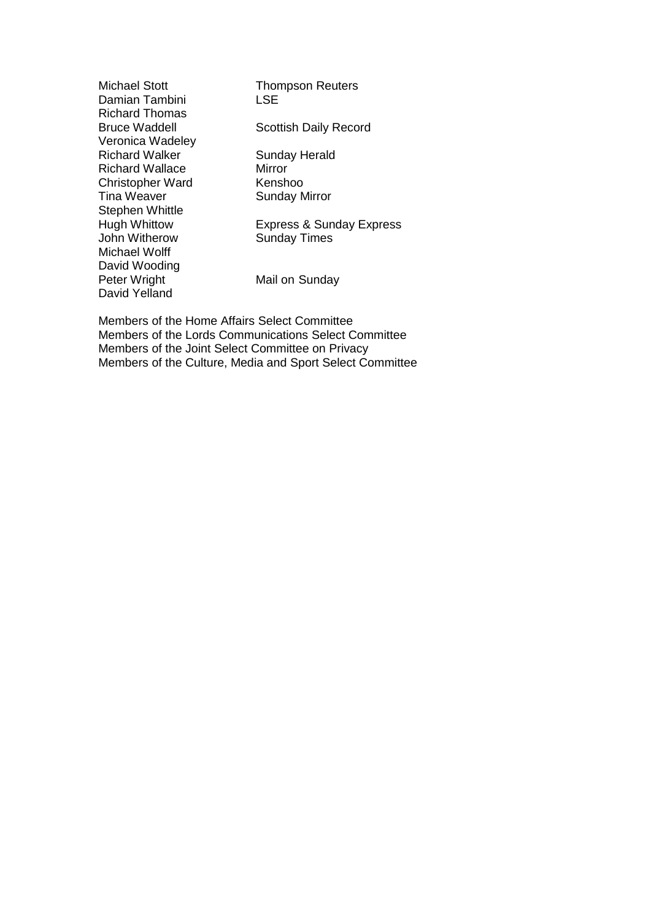| | |
|---|---|
| Michael Stott | Thompson Reuters |
| Damian Tambini | LSE |
| Richard Thomas | |
| Bruce Waddell | Scottish Daily Record |
| Veronica Wadeley | |
| Richard Walker | Sunday Herald |
| Richard Wallace | Mirror |
| Christopher Ward | Kenshoo |
| Tina Weaver | Sunday Mirror |
| Stephen Whittle | |
| Hugh Whittow | Express & Sunday Express |
| John Witherow | Sunday Times |
| Michael Wolff | |
| David Wooding | |
| Peter Wright | Mail on Sunday |
| David Yelland | |

Members of the Home Affairs Select Committee
Members of the Lords Communications Select Committee
Members of the Joint Select Committee on Privacy
Members of the Culture, Media and Sport Select Committee